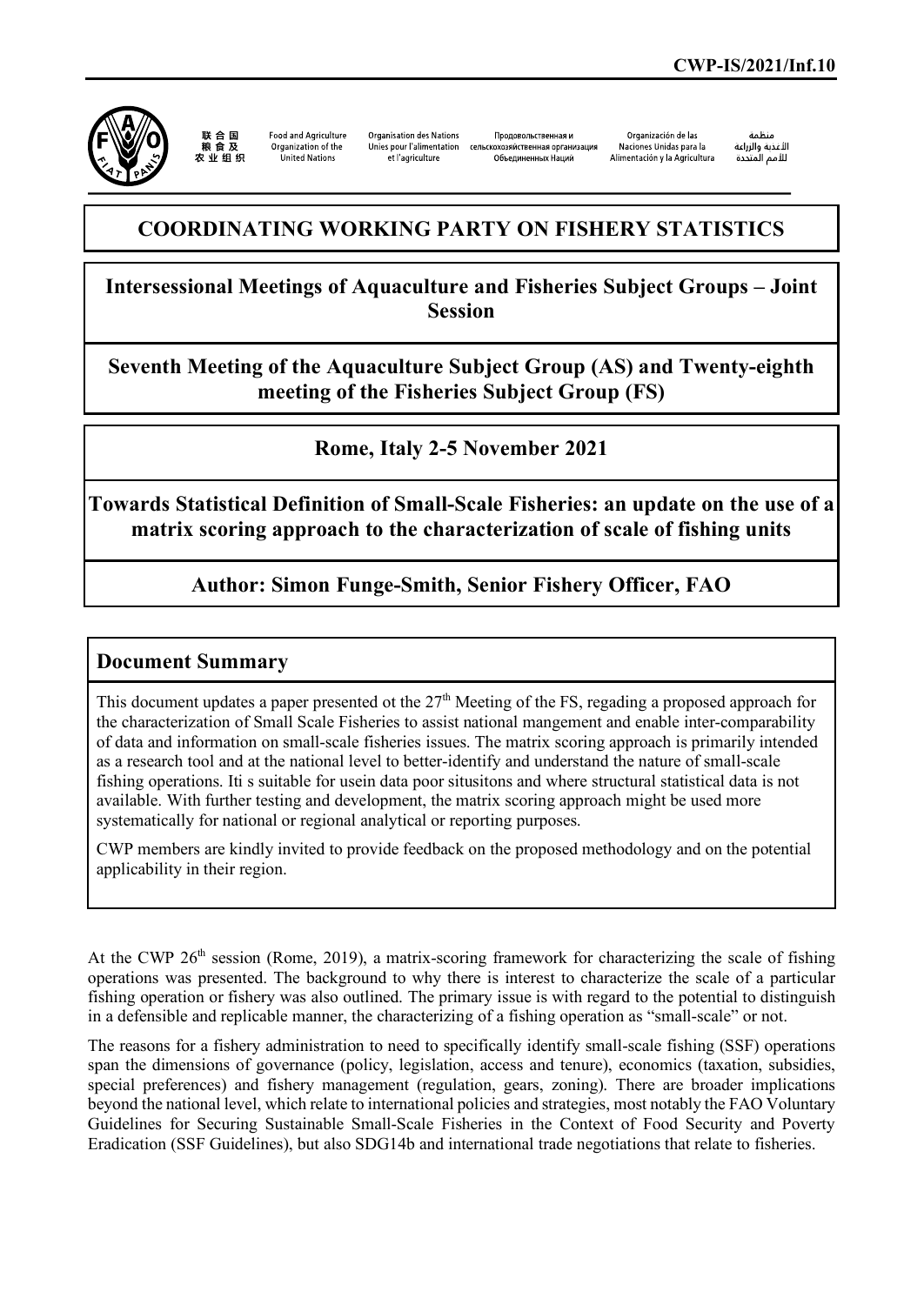CWP-IS/2021/Inf.10

联合国粮食及农业组织 Food and Agriculture Organization of the United Nations Organisation des Nations Unies pour l'alimentation et l'agriculture Продовольственная и сельскохозяйственная организация Объединенных Наций Organización de las Naciones Unidas para la Alimentación y la Agricultura منظمة الأغذية والزراعة للأمم المتحدة

# COORDINATING WORKING PARTY ON FISHERY STATISTICS

## Intersessional Meetings of Aquaculture and Fisheries Subject Groups – Joint Session

## Seventh Meeting of the Aquaculture Subject Group (AS) and Twenty-eighth meeting of the Fisheries Subject Group (FS)

## Rome, Italy 2-5 November 2021

## Towards Statistical Definition of Small-Scale Fisheries: an update on the use of a matrix scoring approach to the characterization of scale of fishing units

## Author: Simon Funge-Smith, Senior Fishery Officer, FAO

### Document Summary

This document updates a paper presented ot the 27th Meeting of the FS, regading a proposed approach for the characterization of Small Scale Fisheries to assist national mangement and enable inter-comparability of data and information on small-scale fisheries issues. The matrix scoring approach is primarily intended as a research tool and at the national level to better-identify and understand the nature of small-scale fishing operations. Iti s suitable for usein data poor situsitons and where structural statistical data is not available. With further testing and development, the matrix scoring approach might be used more systematically for national or regional analytical or reporting purposes.

CWP members are kindly invited to provide feedback on the proposed methodology and on the potential applicability in their region.

At the CWP 26th session (Rome, 2019), a matrix-scoring framework for characterizing the scale of fishing operations was presented. The background to why there is interest to characterize the scale of a particular fishing operation or fishery was also outlined. The primary issue is with regard to the potential to distinguish in a defensible and replicable manner, the characterizing of a fishing operation as "small-scale" or not.

The reasons for a fishery administration to need to specifically identify small-scale fishing (SSF) operations span the dimensions of governance (policy, legislation, access and tenure), economics (taxation, subsidies, special preferences) and fishery management (regulation, gears, zoning). There are broader implications beyond the national level, which relate to international policies and strategies, most notably the FAO Voluntary Guidelines for Securing Sustainable Small-Scale Fisheries in the Context of Food Security and Poverty Eradication (SSF Guidelines), but also SDG14b and international trade negotiations that relate to fisheries.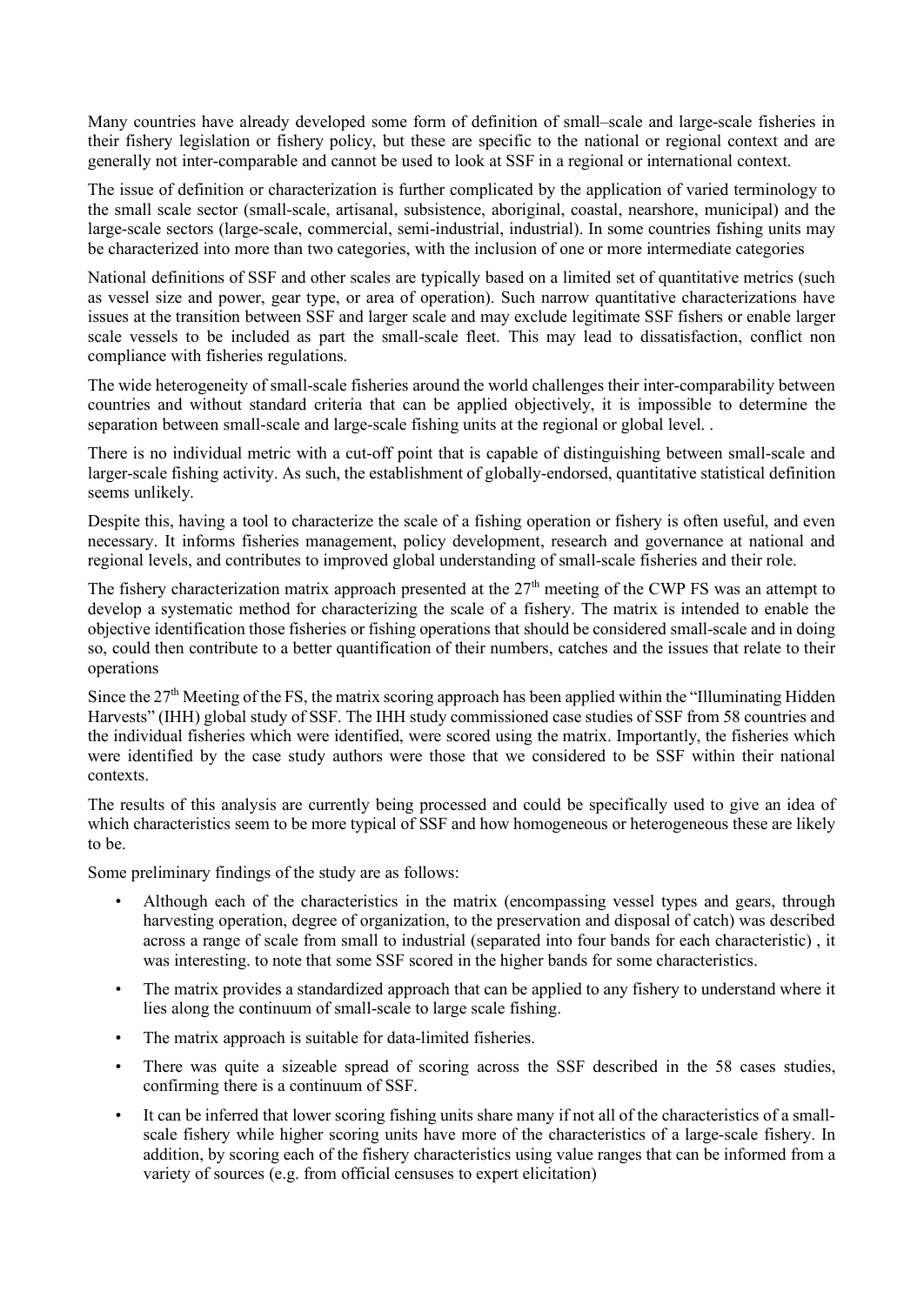Many countries have already developed some form of definition of small–scale and large-scale fisheries in their fishery legislation or fishery policy, but these are specific to the national or regional context and are generally not inter-comparable and cannot be used to look at SSF in a regional or international context.

The issue of definition or characterization is further complicated by the application of varied terminology to the small scale sector (small-scale, artisanal, subsistence, aboriginal, coastal, nearshore, municipal) and the large-scale sectors (large-scale, commercial, semi-industrial, industrial). In some countries fishing units may be characterized into more than two categories, with the inclusion of one or more intermediate categories

National definitions of SSF and other scales are typically based on a limited set of quantitative metrics (such as vessel size and power, gear type, or area of operation). Such narrow quantitative characterizations have issues at the transition between SSF and larger scale and may exclude legitimate SSF fishers or enable larger scale vessels to be included as part the small-scale fleet. This may lead to dissatisfaction, conflict non compliance with fisheries regulations.

The wide heterogeneity of small-scale fisheries around the world challenges their inter-comparability between countries and without standard criteria that can be applied objectively, it is impossible to determine the separation between small-scale and large-scale fishing units at the regional or global level. .

There is no individual metric with a cut-off point that is capable of distinguishing between small-scale and larger-scale fishing activity. As such, the establishment of globally-endorsed, quantitative statistical definition seems unlikely.

Despite this, having a tool to characterize the scale of a fishing operation or fishery is often useful, and even necessary. It informs fisheries management, policy development, research and governance at national and regional levels, and contributes to improved global understanding of small-scale fisheries and their role.

The fishery characterization matrix approach presented at the 27[th] meeting of the CWP FS was an attempt to develop a systematic method for characterizing the scale of a fishery. The matrix is intended to enable the objective identification those fisheries or fishing operations that should be considered small-scale and in doing so, could then contribute to a better quantification of their numbers, catches and the issues that relate to their operations

Since the 27[th] Meeting of the FS, the matrix scoring approach has been applied within the "Illuminating Hidden Harvests" (IHH) global study of SSF. The IHH study commissioned case studies of SSF from 58 countries and the individual fisheries which were identified, were scored using the matrix. Importantly, the fisheries which were identified by the case study authors were those that we considered to be SSF within their national contexts.

The results of this analysis are currently being processed and could be specifically used to give an idea of which characteristics seem to be more typical of SSF and how homogeneous or heterogeneous these are likely to be.

Some preliminary findings of the study are as follows:

- Although each of the characteristics in the matrix (encompassing vessel types and gears, through harvesting operation, degree of organization, to the preservation and disposal of catch) was described across a range of scale from small to industrial (separated into four bands for each characteristic) , it was interesting. to note that some SSF scored in the higher bands for some characteristics.
- The matrix provides a standardized approach that can be applied to any fishery to understand where it lies along the continuum of small-scale to large scale fishing.
- The matrix approach is suitable for data-limited fisheries.
- There was quite a sizeable spread of scoring across the SSF described in the 58 cases studies, confirming there is a continuum of SSF.
- It can be inferred that lower scoring fishing units share many if not all of the characteristics of a small-scale fishery while higher scoring units have more of the characteristics of a large-scale fishery. In addition, by scoring each of the fishery characteristics using value ranges that can be informed from a variety of sources (e.g. from official censuses to expert elicitation)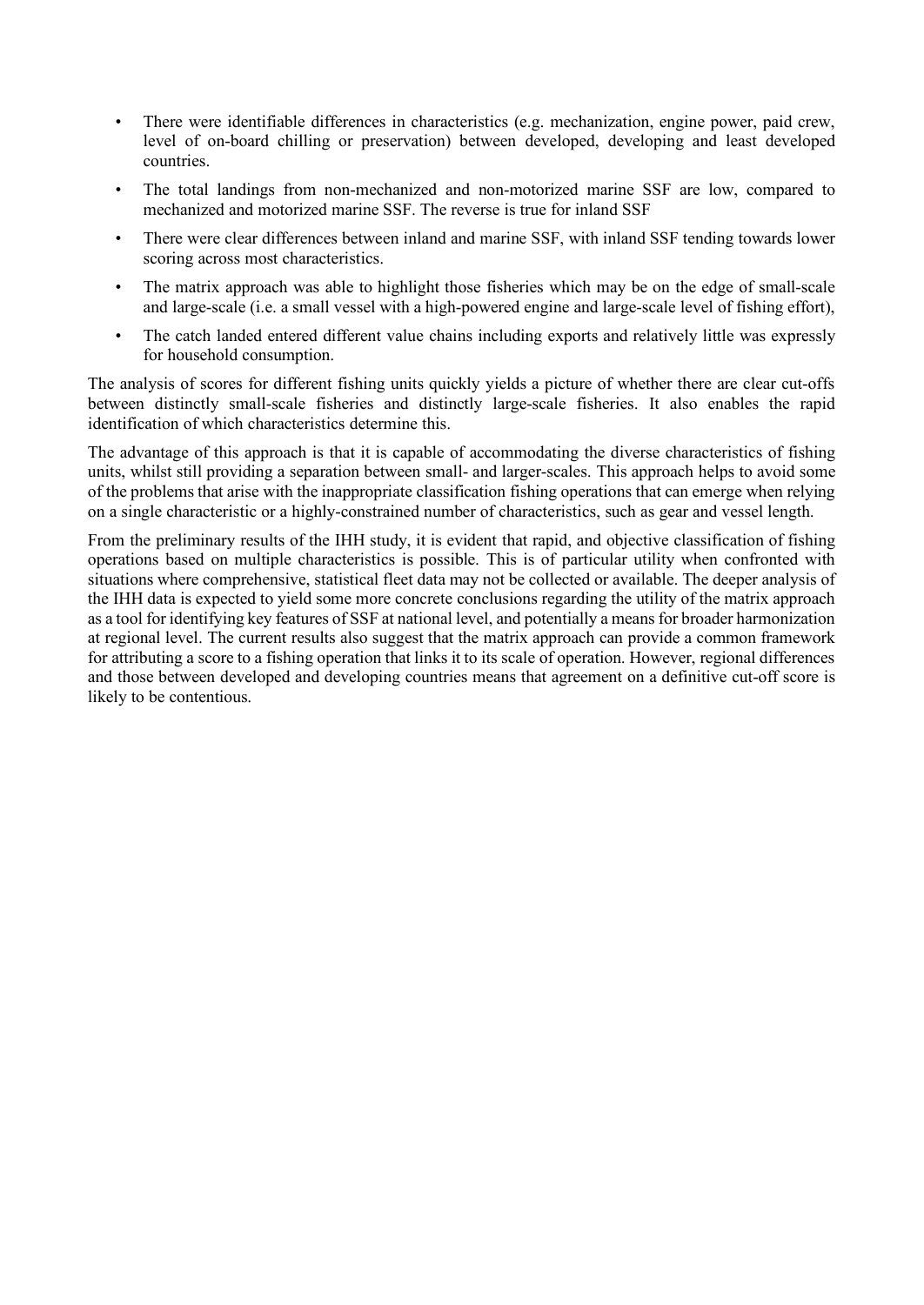- There were identifiable differences in characteristics (e.g. mechanization, engine power, paid crew, level of on-board chilling or preservation) between developed, developing and least developed countries.
- The total landings from non-mechanized and non-motorized marine SSF are low, compared to mechanized and motorized marine SSF. The reverse is true for inland SSF
- There were clear differences between inland and marine SSF, with inland SSF tending towards lower scoring across most characteristics.
- The matrix approach was able to highlight those fisheries which may be on the edge of small-scale and large-scale (i.e. a small vessel with a high-powered engine and large-scale level of fishing effort),
- The catch landed entered different value chains including exports and relatively little was expressly for household consumption.

The analysis of scores for different fishing units quickly yields a picture of whether there are clear cut-offs between distinctly small-scale fisheries and distinctly large-scale fisheries. It also enables the rapid identification of which characteristics determine this.

The advantage of this approach is that it is capable of accommodating the diverse characteristics of fishing units, whilst still providing a separation between small- and larger-scales. This approach helps to avoid some of the problems that arise with the inappropriate classification fishing operations that can emerge when relying on a single characteristic or a highly-constrained number of characteristics, such as gear and vessel length.

From the preliminary results of the IHH study, it is evident that rapid, and objective classification of fishing operations based on multiple characteristics is possible. This is of particular utility when confronted with situations where comprehensive, statistical fleet data may not be collected or available. The deeper analysis of the IHH data is expected to yield some more concrete conclusions regarding the utility of the matrix approach as a tool for identifying key features of SSF at national level, and potentially a means for broader harmonization at regional level. The current results also suggest that the matrix approach can provide a common framework for attributing a score to a fishing operation that links it to its scale of operation. However, regional differences and those between developed and developing countries means that agreement on a definitive cut-off score is likely to be contentious.